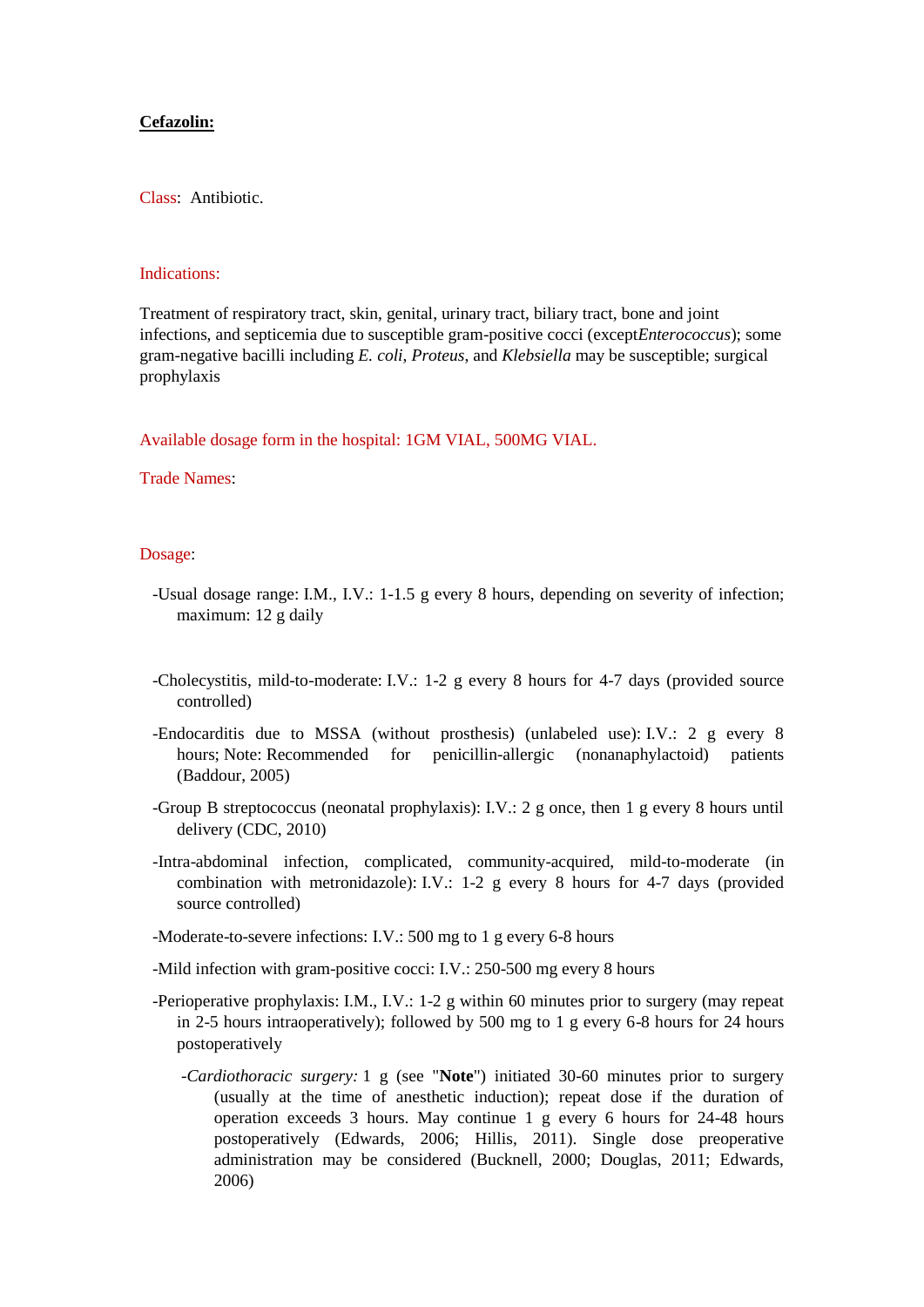**Cefazolin:**

Class: Antibiotic.

Indications:

Treatment of respiratory tract, skin, genital, urinary tract, biliary tract, bone and joint infections, and septicemia due to susceptible gram-positive cocci (except*Enterococcus*); some gram-negative bacilli including *E. coli*, *Proteus*, and *Klebsiella* may be susceptible; surgical prophylaxis

Available dosage form in the hospital: 1GM VIAL, 500MG VIAL.

Trade Names:

Dosage:

- -Usual dosage range: I.M., I.V.: 1-1.5 g every 8 hours, depending on severity of infection; maximum: 12 g daily

- -Cholecystitis, mild-to-moderate: I.V.: 1-2 g every 8 hours for 4-7 days (provided source controlled)
- -Endocarditis due to MSSA (without prosthesis) (unlabeled use): I.V.: 2 g every 8 hours; Note: Recommended for penicillin-allergic (nonanaphylactoid) patients (Baddour, 2005)
- -Group B streptococcus (neonatal prophylaxis): I.V.: 2 g once, then 1 g every 8 hours until delivery (CDC, 2010)
- -Intra-abdominal infection, complicated, community-acquired, mild-to-moderate (in combination with metronidazole): I.V.: 1-2 g every 8 hours for 4-7 days (provided source controlled)
- -Moderate-to-severe infections: I.V.: 500 mg to 1 g every 6-8 hours
- -Mild infection with gram-positive cocci: I.V.: 250-500 mg every 8 hours
- -Perioperative prophylaxis: I.M., I.V.: 1-2 g within 60 minutes prior to surgery (may repeat in 2-5 hours intraoperatively); followed by 500 mg to 1 g every 6-8 hours for 24 hours postoperatively
  - -*Cardiothoracic surgery:* 1 g (see "**Note**") initiated 30-60 minutes prior to surgery (usually at the time of anesthetic induction); repeat dose if the duration of operation exceeds 3 hours. May continue 1 g every 6 hours for 24-48 hours postoperatively (Edwards, 2006; Hillis, 2011). Single dose preoperative administration may be considered (Bucknell, 2000; Douglas, 2011; Edwards, 2006)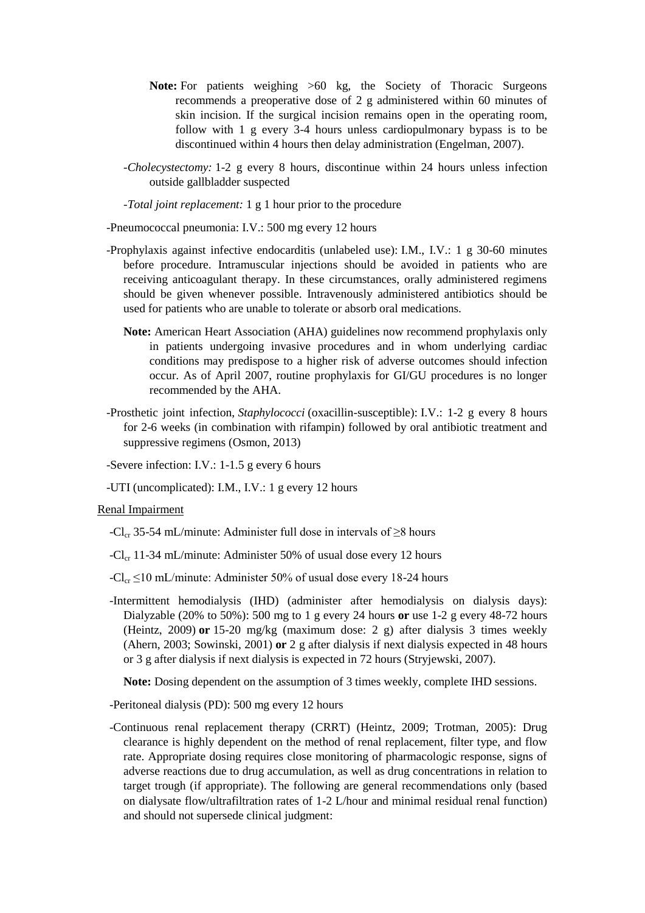**Note:** For patients weighing >60 kg, the Society of Thoracic Surgeons recommends a preoperative dose of 2 g administered within 60 minutes of skin incision. If the surgical incision remains open in the operating room, follow with 1 g every 3-4 hours unless cardiopulmonary bypass is to be discontinued within 4 hours then delay administration (Engelman, 2007).

-*Cholecystectomy:* 1-2 g every 8 hours, discontinue within 24 hours unless infection outside gallbladder suspected

-*Total joint replacement:* 1 g 1 hour prior to the procedure

-Pneumococcal pneumonia: I.V.: 500 mg every 12 hours

-Prophylaxis against infective endocarditis (unlabeled use): I.M., I.V.: 1 g 30-60 minutes before procedure. Intramuscular injections should be avoided in patients who are receiving anticoagulant therapy. In these circumstances, orally administered regimens should be given whenever possible. Intravenously administered antibiotics should be used for patients who are unable to tolerate or absorb oral medications.

**Note:** American Heart Association (AHA) guidelines now recommend prophylaxis only in patients undergoing invasive procedures and in whom underlying cardiac conditions may predispose to a higher risk of adverse outcomes should infection occur. As of April 2007, routine prophylaxis for GI/GU procedures is no longer recommended by the AHA.

-Prosthetic joint infection, *Staphylococci* (oxacillin-susceptible): I.V.: 1-2 g every 8 hours for 2-6 weeks (in combination with rifampin) followed by oral antibiotic treatment and suppressive regimens (Osmon, 2013)

-Severe infection: I.V.: 1-1.5 g every 6 hours

-UTI (uncomplicated): I.M., I.V.: 1 g every 12 hours

Renal Impairment

-$Cl_{cr}$ 35-54 mL/minute: Administer full dose in intervals of ≥8 hours

-$Cl_{cr}$ 11-34 mL/minute: Administer 50% of usual dose every 12 hours

-$Cl_{cr}$ ≤10 mL/minute: Administer 50% of usual dose every 18-24 hours

-Intermittent hemodialysis (IHD) (administer after hemodialysis on dialysis days): Dialyzable (20% to 50%): 500 mg to 1 g every 24 hours **or** use 1-2 g every 48-72 hours (Heintz, 2009) **or** 15-20 mg/kg (maximum dose: 2 g) after dialysis 3 times weekly (Ahern, 2003; Sowinski, 2001) **or** 2 g after dialysis if next dialysis expected in 48 hours or 3 g after dialysis if next dialysis is expected in 72 hours (Stryjewski, 2007).

**Note:** Dosing dependent on the assumption of 3 times weekly, complete IHD sessions.

-Peritoneal dialysis (PD): 500 mg every 12 hours

-Continuous renal replacement therapy (CRRT) (Heintz, 2009; Trotman, 2005): Drug clearance is highly dependent on the method of renal replacement, filter type, and flow rate. Appropriate dosing requires close monitoring of pharmacologic response, signs of adverse reactions due to drug accumulation, as well as drug concentrations in relation to target trough (if appropriate). The following are general recommendations only (based on dialysate flow/ultrafiltration rates of 1-2 L/hour and minimal residual renal function) and should not supersede clinical judgment: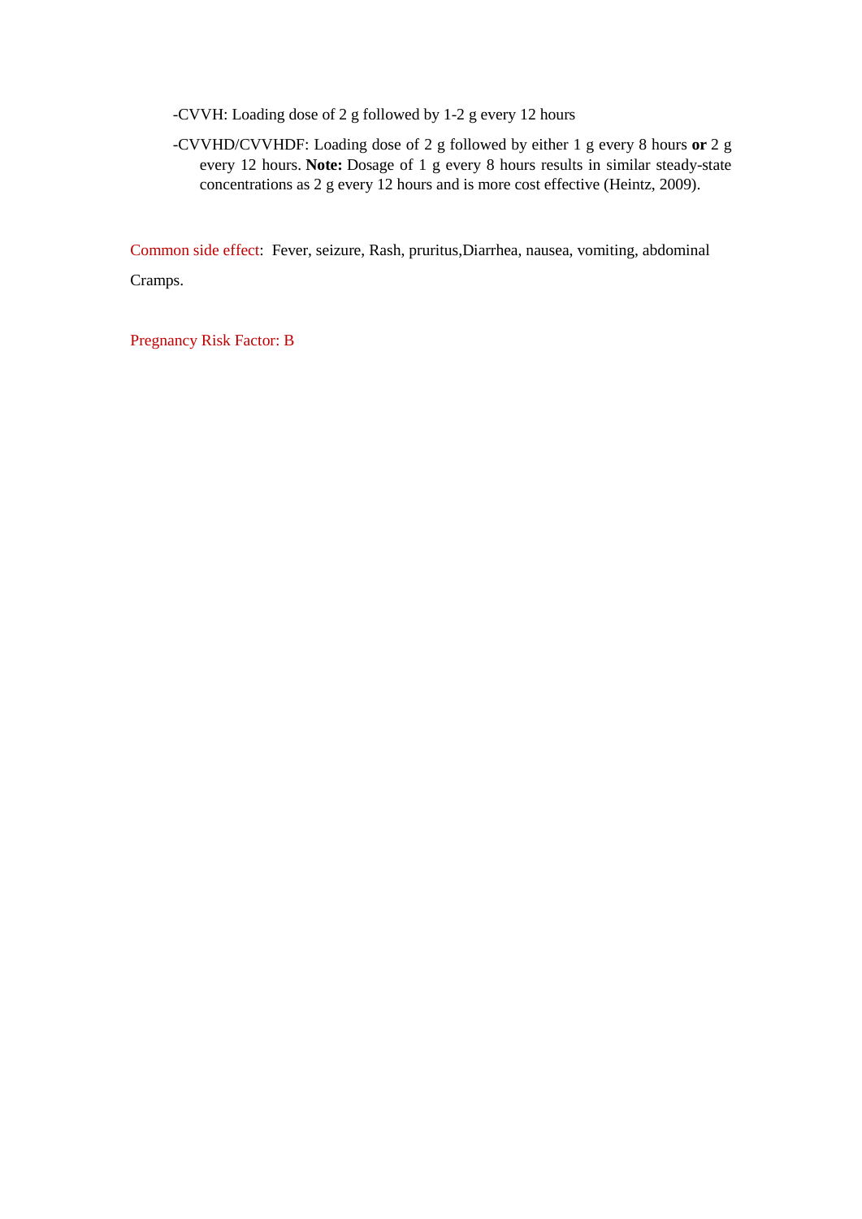-CVVH: Loading dose of 2 g followed by 1-2 g every 12 hours

-CVVHD/CVVHDF: Loading dose of 2 g followed by either 1 g every 8 hours **or** 2 g every 12 hours. **Note:** Dosage of 1 g every 8 hours results in similar steady-state concentrations as 2 g every 12 hours and is more cost effective (Heintz, 2009).

Common side effect: Fever, seizure, Rash, pruritus,Diarrhea, nausea, vomiting, abdominal Cramps.

Pregnancy Risk Factor: B